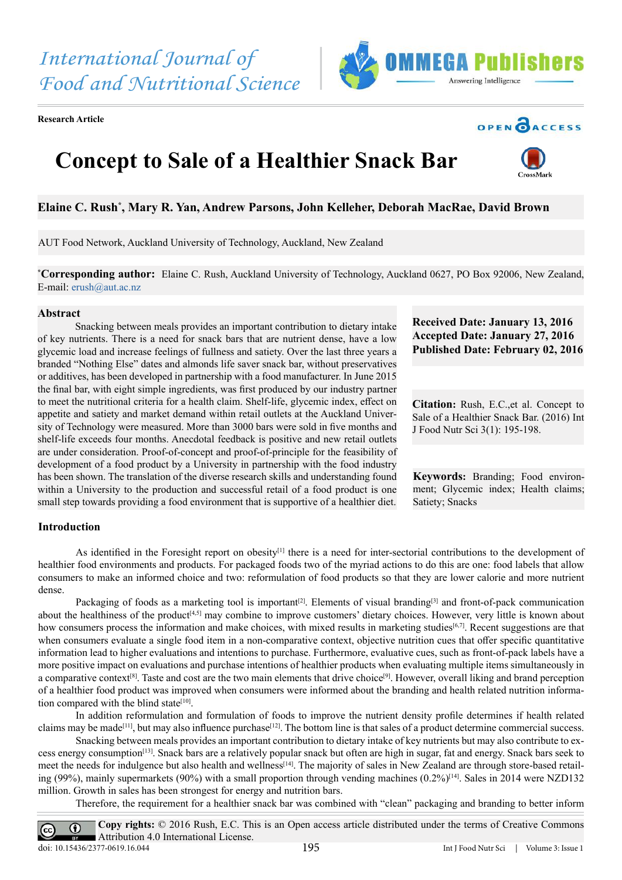International Journal of Food and Nutritional Science

Research Article

# Concept to Sale of a Healthier Snack Bar

**Elaine C. Rush\*, Mary R. Yan, Andrew Parsons, John Kelleher, Deborah MacRae, David Brown**

AUT Food Network, Auckland University of Technology, Auckland, New Zealand

**\*Corresponding author:** Elaine C. Rush, Auckland University of Technology, Auckland 0627, PO Box 92006, New Zealand, E-mail: erush@aut.ac.nz

**Received Date: January 13, 2016**
**Accepted Date: January 27, 2016**
**Published Date: February 02, 2016**

**Citation:** Rush, E.C.,et al. Concept to Sale of a Healthier Snack Bar. (2016) Int J Food Nutr Sci 3(1): 195-198.

**Keywords:** Branding; Food environment; Glycemic index; Health claims; Satiety; Snacks

## Abstract

Snacking between meals provides an important contribution to dietary intake of key nutrients. There is a need for snack bars that are nutrient dense, have a low glycemic load and increase feelings of fullness and satiety. Over the last three years a branded "Nothing Else" dates and almonds life saver snack bar, without preservatives or additives, has been developed in partnership with a food manufacturer. In June 2015 the final bar, with eight simple ingredients, was first produced by our industry partner to meet the nutritional criteria for a health claim. Shelf-life, glycemic index, effect on appetite and satiety and market demand within retail outlets at the Auckland University of Technology were measured. More than 3000 bars were sold in five months and shelf-life exceeds four months. Anecdotal feedback is positive and new retail outlets are under consideration. Proof-of-concept and proof-of-principle for the feasibility of development of a food product by a University in partnership with the food industry has been shown. The translation of the diverse research skills and understanding found within a University to the production and successful retail of a food product is one small step towards providing a food environment that is supportive of a healthier diet.

## Introduction

As identified in the Foresight report on obesity[1] there is a need for inter-sectorial contributions to the development of healthier food environments and products. For packaged foods two of the myriad actions to do this are one: food labels that allow consumers to make an informed choice and two: reformulation of food products so that they are lower calorie and more nutrient dense.

Packaging of foods as a marketing tool is important[2]. Elements of visual branding[3] and front-of-pack communication about the healthiness of the product[4,5] may combine to improve customers' dietary choices. However, very little is known about how consumers process the information and make choices, with mixed results in marketing studies[6,7]. Recent suggestions are that when consumers evaluate a single food item in a non-comparative context, objective nutrition cues that offer specific quantitative information lead to higher evaluations and intentions to purchase. Furthermore, evaluative cues, such as front-of-pack labels have a more positive impact on evaluations and purchase intentions of healthier products when evaluating multiple items simultaneously in a comparative context[8]. Taste and cost are the two main elements that drive choice[9]. However, overall liking and brand perception of a healthier food product was improved when consumers were informed about the branding and health related nutrition information compared with the blind state[10].

In addition reformulation and formulation of foods to improve the nutrient density profile determines if health related claims may be made[11], but may also influence purchase[12]. The bottom line is that sales of a product determine commercial success.

Snacking between meals provides an important contribution to dietary intake of key nutrients but may also contribute to excess energy consumption[13]. Snack bars are a relatively popular snack but often are high in sugar, fat and energy. Snack bars seek to meet the needs for indulgence but also health and wellness[14]. The majority of sales in New Zealand are through store-based retailing (99%), mainly supermarkets (90%) with a small proportion through vending machines (0.2%)[14]. Sales in 2014 were NZD132 million. Growth in sales has been strongest for energy and nutrition bars.

Therefore, the requirement for a healthier snack bar was combined with "clean" packaging and branding to better inform

**Copy rights:** © 2016 Rush, E.C. This is an Open access article distributed under the terms of Creative Commons Attribution 4.0 International License.

doi: 10.15436/2377-0619.16.044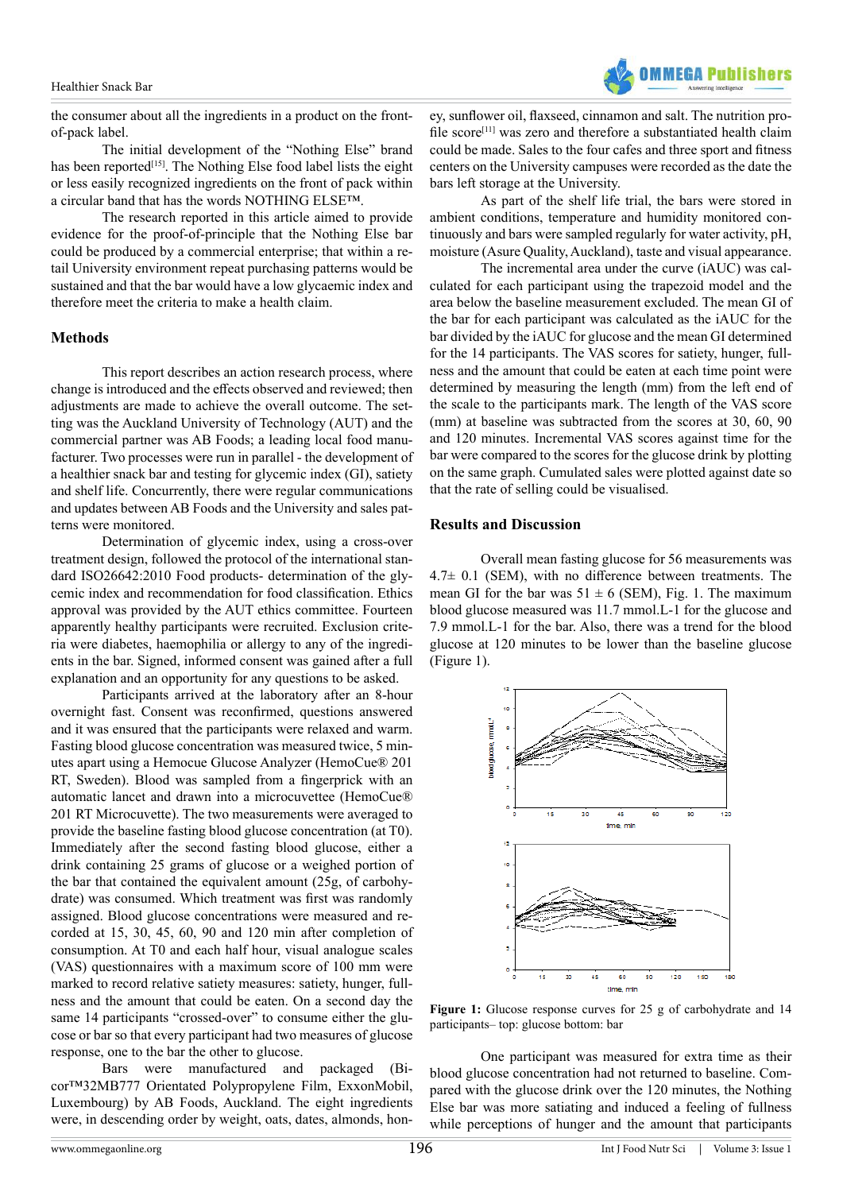the consumer about all the ingredients in a product on the front-of-pack label.

The initial development of the "Nothing Else" brand has been reported[15]. The Nothing Else food label lists the eight or less easily recognized ingredients on the front of pack within a circular band that has the words NOTHING ELSE™.

The research reported in this article aimed to provide evidence for the proof-of-principle that the Nothing Else bar could be produced by a commercial enterprise; that within a retail University environment repeat purchasing patterns would be sustained and that the bar would have a low glycaemic index and therefore meet the criteria to make a health claim.

## Methods

This report describes an action research process, where change is introduced and the effects observed and reviewed; then adjustments are made to achieve the overall outcome. The setting was the Auckland University of Technology (AUT) and the commercial partner was AB Foods; a leading local food manufacturer. Two processes were run in parallel - the development of a healthier snack bar and testing for glycemic index (GI), satiety and shelf life. Concurrently, there were regular communications and updates between AB Foods and the University and sales patterns were monitored.

Determination of glycemic index, using a cross-over treatment design, followed the protocol of the international standard ISO26642:2010 Food products- determination of the glycemic index and recommendation for food classification. Ethics approval was provided by the AUT ethics committee. Fourteen apparently healthy participants were recruited. Exclusion criteria were diabetes, haemophilia or allergy to any of the ingredients in the bar. Signed, informed consent was gained after a full explanation and an opportunity for any questions to be asked.

Participants arrived at the laboratory after an 8-hour overnight fast. Consent was reconfirmed, questions answered and it was ensured that the participants were relaxed and warm. Fasting blood glucose concentration was measured twice, 5 minutes apart using a Hemocue Glucose Analyzer (HemoCue® 201 RT, Sweden). Blood was sampled from a fingerprick with an automatic lancet and drawn into a microcuvette (HemoCue® 201 RT Microcuvette). The two measurements were averaged to provide the baseline fasting blood glucose concentration (at T0). Immediately after the second fasting blood glucose, either a drink containing 25 grams of glucose or a weighed portion of the bar that contained the equivalent amount (25g, of carbohydrate) was consumed. Which treatment was first was randomly assigned. Blood glucose concentrations were measured and recorded at 15, 30, 45, 60, 90 and 120 min after completion of consumption. At T0 and each half hour, visual analogue scales (VAS) questionnaires with a maximum score of 100 mm were marked to record relative satiety measures: satiety, hunger, fullness and the amount that could be eaten. On a second day the same 14 participants "crossed-over" to consume either the glucose or bar so that every participant had two measures of glucose response, one to the bar the other to glucose.

Bars were manufactured and packaged (Bicor™32MB777 Orientated Polypropylene Film, ExxonMobil, Luxembourg) by AB Foods, Auckland. The eight ingredients were, in descending order by weight, oats, dates, almonds, honey, sunflower oil, flaxseed, cinnamon and salt. The nutrition profile score[11] was zero and therefore a substantiated health claim could be made. Sales to the four cafes and three sport and fitness centers on the University campuses were recorded as the date the bars left storage at the University.

As part of the shelf life trial, the bars were stored in ambient conditions, temperature and humidity monitored continuously and bars were sampled regularly for water activity, pH, moisture (Asure Quality, Auckland), taste and visual appearance.

The incremental area under the curve (iAUC) was calculated for each participant using the trapezoid model and the area below the baseline measurement excluded. The mean GI of the bar for each participant was calculated as the iAUC for the bar divided by the iAUC for glucose and the mean GI determined for the 14 participants. The VAS scores for satiety, hunger, fullness and the amount that could be eaten at each time point were determined by measuring the length (mm) from the left end of the scale to the participants mark. The length of the VAS score (mm) at baseline was subtracted from the scores at 30, 60, 90 and 120 minutes. Incremental VAS scores against time for the bar were compared to the scores for the glucose drink by plotting on the same graph. Cumulated sales were plotted against date so that the rate of selling could be visualised.

## Results and Discussion

Overall mean fasting glucose for 56 measurements was 4.7± 0.1 (SEM), with no difference between treatments. The mean GI for the bar was 51 ± 6 (SEM), Fig. 1. The maximum blood glucose measured was 11.7 mmol.L-1 for the glucose and 7.9 mmol.L-1 for the bar. Also, there was a trend for the blood glucose at 120 minutes to be lower than the baseline glucose (Figure 1).

**Figure 1:** Glucose response curves for 25 g of carbohydrate and 14 participants– top: glucose bottom: bar

One participant was measured for extra time as their blood glucose concentration had not returned to baseline. Compared with the glucose drink over the 120 minutes, the Nothing Else bar was more satiating and induced a feeling of fullness while perceptions of hunger and the amount that participants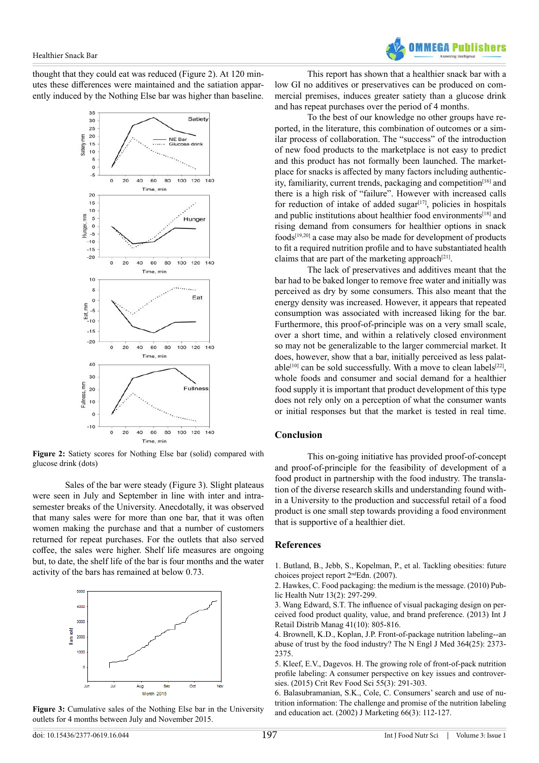thought that they could eat was reduced (Figure 2). At 120 minutes these differences were maintained and the satiation apparently induced by the Nothing Else bar was higher than baseline.

**Figure 2:** Satiety scores for Nothing Else bar (solid) compared with glucose drink (dots)

Sales of the bar were steady (Figure 3). Slight plateaus were seen in July and September in line with inter and intra-semester breaks of the University. Anecdotally, it was observed that many sales were for more than one bar, that it was often women making the purchase and that a number of customers returned for repeat purchases. For the outlets that also served coffee, the sales were higher. Shelf life measures are ongoing but, to date, the shelf life of the bar is four months and the water activity of the bars has remained at below 0.73.

**Figure 3:** Cumulative sales of the Nothing Else bar in the University outlets for 4 months between July and November 2015.

This report has shown that a healthier snack bar with a low GI no additives or preservatives can be produced on commercial premises, induces greater satiety than a glucose drink and has repeat purchases over the period of 4 months.

To the best of our knowledge no other groups have reported, in the literature, this combination of outcomes or a similar process of collaboration. The "success" of the introduction of new food products to the marketplace is not easy to predict and this product has not formally been launched. The marketplace for snacks is affected by many factors including authenticity, familiarity, current trends, packaging and competition[16] and there is a high risk of "failure". However with increased calls for reduction of intake of added sugar[17], policies in hospitals and public institutions about healthier food environments[18] and rising demand from consumers for healthier options in snack foods[19,20] a case may also be made for development of products to fit a required nutrition profile and to have substantiated health claims that are part of the marketing approach[21].

The lack of preservatives and additives meant that the bar had to be baked longer to remove free water and initially was perceived as dry by some consumers. This also meant that the energy density was increased. However, it appears that repeated consumption was associated with increased liking for the bar. Furthermore, this proof-of-principle was on a very small scale, over a short time, and within a relatively closed environment so may not be generalizable to the larger commercial market. It does, however, show that a bar, initially perceived as less palatable[10] can be sold successfully. With a move to clean labels[22], whole foods and consumer and social demand for a healthier food supply it is important that product development of this type does not rely only on a perception of what the consumer wants or initial responses but that the market is tested in real time.

## Conclusion

This on-going initiative has provided proof-of-concept and proof-of-principle for the feasibility of development of a food product in partnership with the food industry. The translation of the diverse research skills and understanding found within a University to the production and successful retail of a food product is one small step towards providing a food environment that is supportive of a healthier diet.

## References

1. Butland, B., Jebb, S., Kopelman, P., et al. Tackling obesities: future choices project report 2nd Edn. (2007).
2. Hawkes, C. Food packaging: the medium is the message. (2010) Public Health Nutr 13(2): 297-299.
3. Wang Edward, S.T. The influence of visual packaging design on perceived food product quality, value, and brand preference. (2013) Int J Retail Distrib Manag 41(10): 805-816.
4. Brownell, K.D., Koplan, J.P. Front-of-package nutrition labeling--an abuse of trust by the food industry? The N Engl J Med 364(25): 2373-2375.
5. Kleef, E.V., Dagevos. H. The growing role of front-of-pack nutrition profile labeling: A consumer perspective on key issues and controversies. (2015) Crit Rev Food Sci 55(3): 291-303.
6. Balasubramanian, S.K., Cole, C. Consumers' search and use of nutrition information: The challenge and promise of the nutrition labeling and education act. (2002) J Marketing 66(3): 112-127.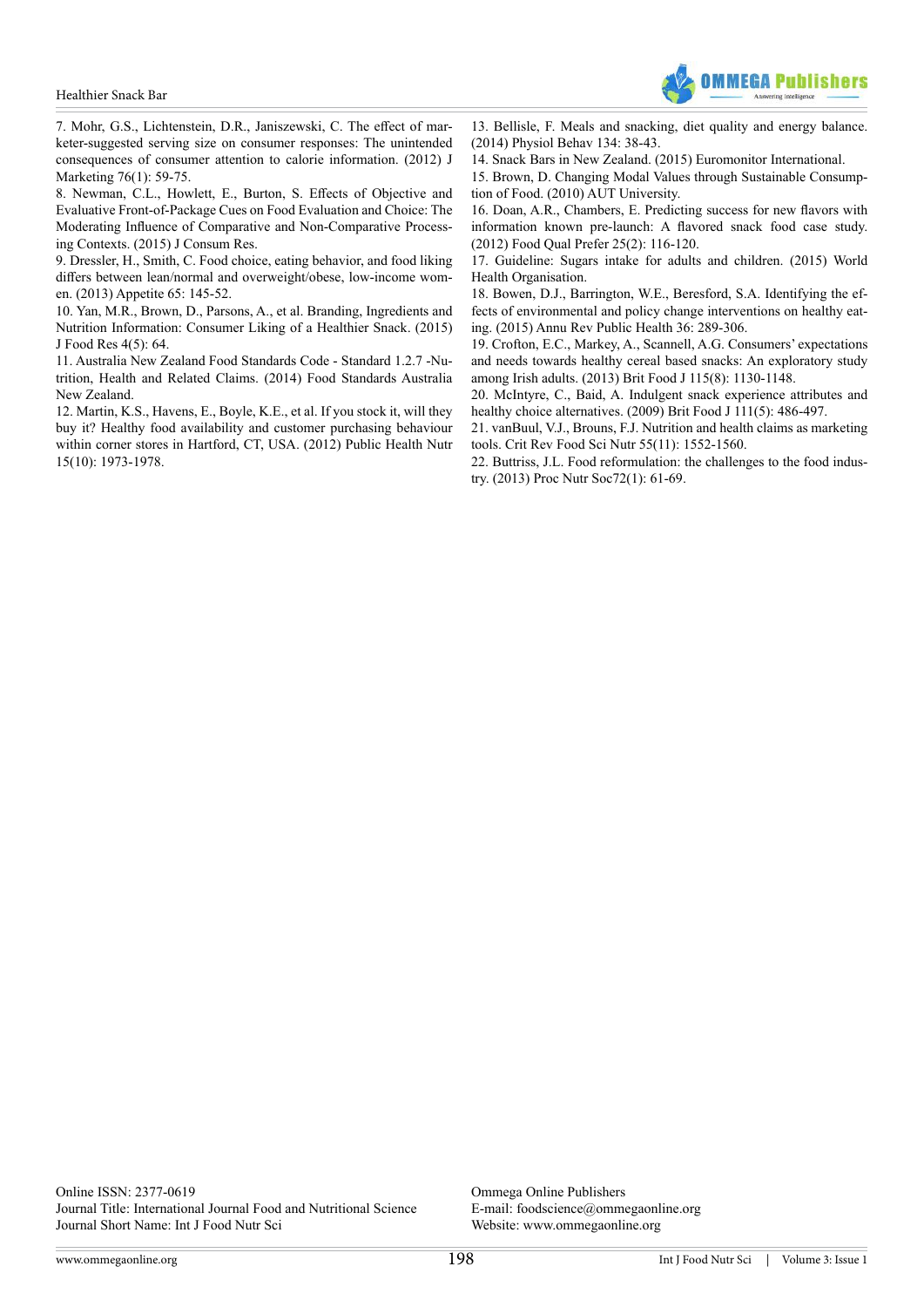7. Mohr, G.S., Lichtenstein, D.R., Janiszewski, C. The effect of marketer-suggested serving size on consumer responses: The unintended consequences of consumer attention to calorie information. (2012) J Marketing 76(1): 59-75.

8. Newman, C.L., Howlett, E., Burton, S. Effects of Objective and Evaluative Front-of-Package Cues on Food Evaluation and Choice: The Moderating Influence of Comparative and Non-Comparative Processing Contexts. (2015) J Consum Res.

9. Dressler, H., Smith, C. Food choice, eating behavior, and food liking differs between lean/normal and overweight/obese, low-income women. (2013) Appetite 65: 145-52.

10. Yan, M.R., Brown, D., Parsons, A., et al. Branding, Ingredients and Nutrition Information: Consumer Liking of a Healthier Snack. (2015) J Food Res 4(5): 64.

11. Australia New Zealand Food Standards Code - Standard 1.2.7 -Nutrition, Health and Related Claims. (2014) Food Standards Australia New Zealand.

12. Martin, K.S., Havens, E., Boyle, K.E., et al. If you stock it, will they buy it? Healthy food availability and customer purchasing behaviour within corner stores in Hartford, CT, USA. (2012) Public Health Nutr 15(10): 1973-1978.

13. Bellisle, F. Meals and snacking, diet quality and energy balance. (2014) Physiol Behav 134: 38-43.

14. Snack Bars in New Zealand. (2015) Euromonitor International.

15. Brown, D. Changing Modal Values through Sustainable Consumption of Food. (2010) AUT University.

16. Doan, A.R., Chambers, E. Predicting success for new flavors with information known pre-launch: A flavored snack food case study. (2012) Food Qual Prefer 25(2): 116-120.

17. Guideline: Sugars intake for adults and children. (2015) World Health Organisation.

18. Bowen, D.J., Barrington, W.E., Beresford, S.A. Identifying the effects of environmental and policy change interventions on healthy eating. (2015) Annu Rev Public Health 36: 289-306.

19. Crofton, E.C., Markey, A., Scannell, A.G. Consumers' expectations and needs towards healthy cereal based snacks: An exploratory study among Irish adults. (2013) Brit Food J 115(8): 1130-1148.

20. McIntyre, C., Baid, A. Indulgent snack experience attributes and healthy choice alternatives. (2009) Brit Food J 111(5): 486-497.

21. vanBuul, V.J., Brouns, F.J. Nutrition and health claims as marketing tools. Crit Rev Food Sci Nutr 55(11): 1552-1560.

22. Buttriss, J.L. Food reformulation: the challenges to the food industry. (2013) Proc Nutr Soc72(1): 61-69.

Online ISSN: 2377-0619
Journal Title: International Journal Food and Nutritional Science
Journal Short Name: Int J Food Nutr Sci

Ommega Online Publishers
E-mail: foodscience@ommegaonline.org
Website: www.ommegaonline.org